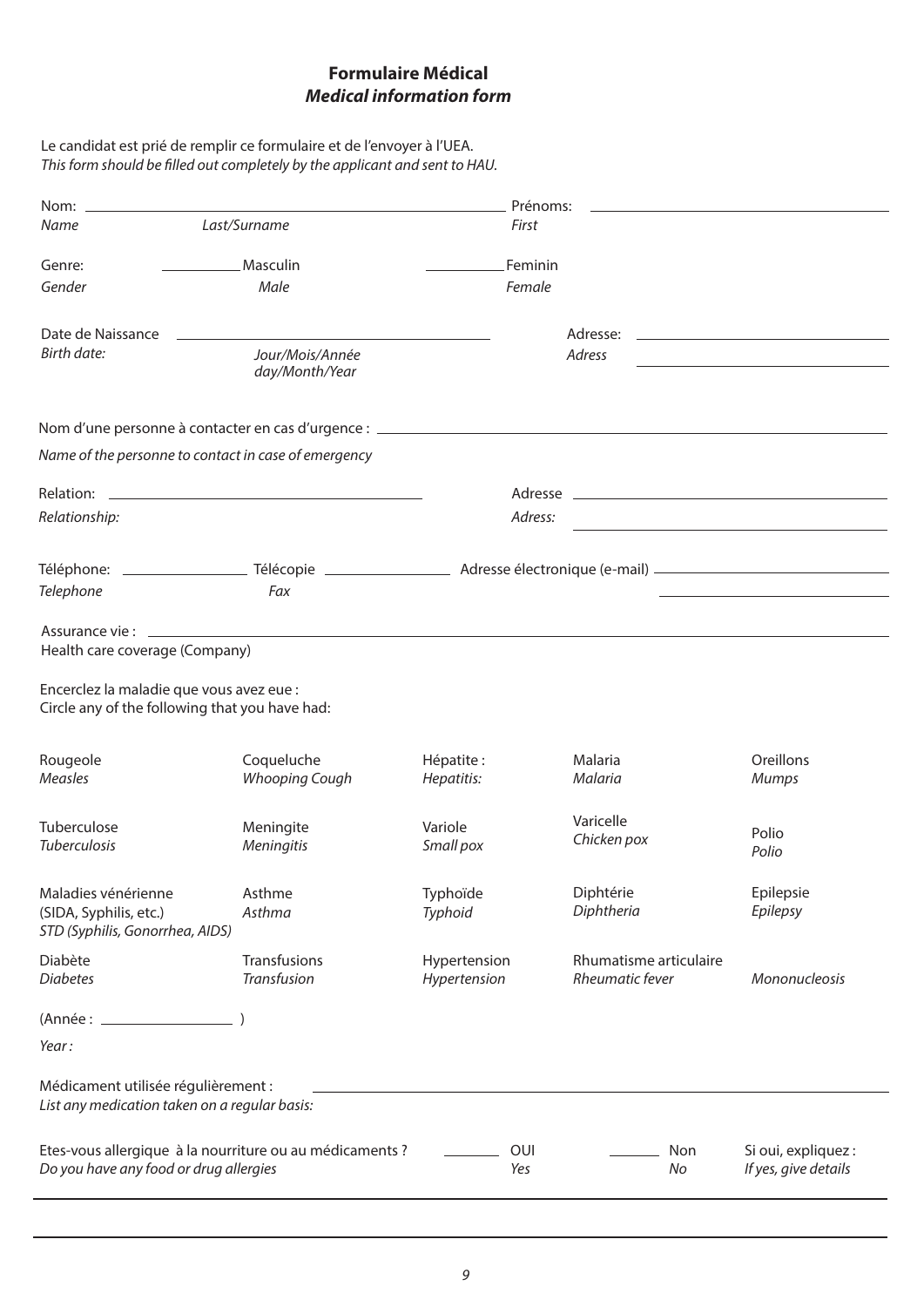# Formulaire Médical
## *Medical information form*

Le candidat est prié de remplir ce formulaire et de l'envoyer à l'UEA.
*This form should be filled out completely by the applicant and sent to HAU.*

Nom: ______________________________ Prénoms: ______________________________
*Name* *Last/Surname* *First*

Genre: ________ Masculin ________ Feminin
*Gender* *Male* *Female*

Date de Naissance ______________________________ Adresse: ______________________________
*Birth date:* *Jour/Mois/Année* *day/Month/Year* *Adress* ______________________________

Nom d'une personne à contacter en cas d'urgence : ______________________________
*Name of the personne to contact in case of emergency*

Relation: ______________________________ Adresse ______________________________
*Relationship:* *Adress:* ______________________________

Téléphone: ______________ Télécopie ______________ Adresse électronique (e-mail) ______________________________
*Telephone* *Fax* ______________________________

Assurance vie : ______________________________
Health care coverage (Company)

Encerclez la maladie que vous avez eue :
Circle any of the following that you have had:

| | | | | |
|---|---|---|---|---|
| Rougeole *Measles* | Coqueluche *Whooping Cough* | Hépatite : *Hepatitis:* | Malaria *Malaria* | Oreillons *Mumps* |
| Tuberculose *Tuberculosis* | Meningite *Meningitis* | Variole *Small pox* | Varicelle *Chicken pox* | Polio *Polio* |
| Maladies vénérienne (SIDA, Syphilis, etc.) *STD (Syphilis, Gonorrhea, AIDS)* | Asthme *Asthma* | Typhoïde *Typhoid* | Diphtérie *Diphtheria* | Epilepsie *Epilepsy* |
| Diabète *Diabetes* | Transfusions *Transfusion* | Hypertension *Hypertension* | Rhumatisme articulaire *Rheumatic fever* | *Mononucleosis* |

(Année : ______________ )
*Year :*

Médicament utilisée régulièrement : ______________________________
*List any medication taken on a regular basis:*

Etes-vous allergique à la nourriture ou au médicaments ? ________ OUI ________ Non Si oui, expliquez :
*Do you have any food or drug allergies* *Yes* *No* *If yes, give details*

______________________________

______________________________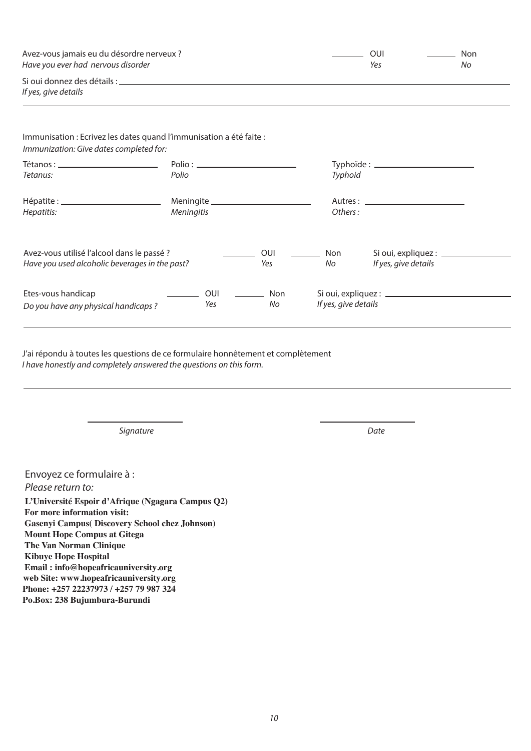Avez-vous jamais eu du désordre nerveux ? _______ OUI _______ Non
*Have you ever had nervous disorder* *Yes* *No*

Si oui donnez des détails : ____________________________________________
*If yes, give details*

____________________________________________

Immunisation : Ecrivez les dates quand l'immunisation a été faite :
*Immunization: Give dates completed for:*

Tétanos : ____________________ Polio : ____________________ Typhoïde : ____________________
*Tetanus:* *Polio* *Typhoid*

Hépatite : ____________________ Meningite ____________________ Autres : ____________________
*Hepatitis:* *Meningitis* *Others :*

Avez-vous utilisé l'alcool dans le passé ? _______ OUI _______ Non Si oui, expliquez : ____________
*Have you used alcoholic beverages in the past?* *Yes* *No* *If yes, give details*

Etes-vous handicap _______ OUI _______ Non Si oui, expliquez : ____________________
*Do you have any physical handicaps ?* *Yes* *No* *If yes, give details*

____________________________________________

J'ai répondu à toutes les questions de ce formulaire honnêtement et complètement
*I have honestly and completely answered the questions on this form.*

____________________________________________

____________________ ____________________
*Signature* *Date*

Envoyez ce formulaire à :
*Please return to:*

**L'Université Espoir d'Afrique (Ngagara Campus Q2)**
**For more information visit:**
**Gasenyi Campus( Discovery School chez Johnson)**
**Mount Hope Compus at Gitega**
**The Van Norman Clinique**
**Kibuye Hope Hospital**
**Email : info@hopeafricauniversity.org**
**web Site: www.hopeafricauniversity.org**
**Phone: +257 22237973 / +257 79 987 324**
**Po.Box: 238 Bujumbura-Burundi**